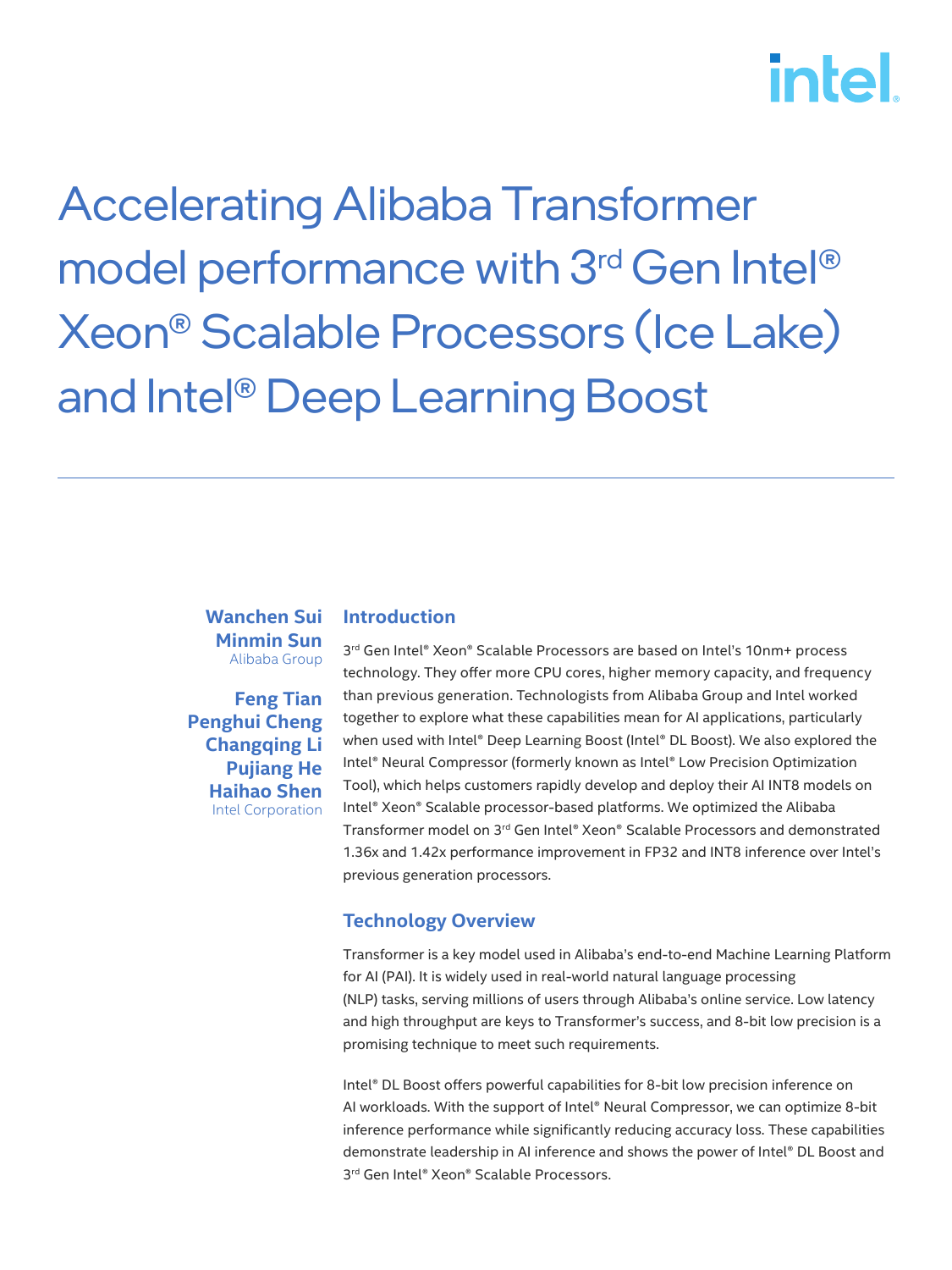# Accelerating Alibaba Transformer model performance with 3rd Gen Intel® Xeon® Scalable Processors (Ice Lake) and Intel® Deep Learning Boost

**Wanchen Sui**
**Minmin Sun**
Alibaba Group

**Feng Tian**
**Penghui Cheng**
**Changqing Li**
**Pujiang He**
**Haihao Shen**
Intel Corporation

## Introduction

3rd Gen Intel® Xeon® Scalable Processors are based on Intel's 10nm+ process technology. They offer more CPU cores, higher memory capacity, and frequency than previous generation. Technologists from Alibaba Group and Intel worked together to explore what these capabilities mean for AI applications, particularly when used with Intel® Deep Learning Boost (Intel® DL Boost). We also explored the Intel® Neural Compressor (formerly known as Intel® Low Precision Optimization Tool), which helps customers rapidly develop and deploy their AI INT8 models on Intel® Xeon® Scalable processor-based platforms. We optimized the Alibaba Transformer model on 3rd Gen Intel® Xeon® Scalable Processors and demonstrated 1.36x and 1.42x performance improvement in FP32 and INT8 inference over Intel's previous generation processors.

## Technology Overview

Transformer is a key model used in Alibaba's end-to-end Machine Learning Platform for AI (PAI). It is widely used in real-world natural language processing (NLP) tasks, serving millions of users through Alibaba's online service. Low latency and high throughput are keys to Transformer's success, and 8-bit low precision is a promising technique to meet such requirements.

Intel® DL Boost offers powerful capabilities for 8-bit low precision inference on AI workloads. With the support of Intel® Neural Compressor, we can optimize 8-bit inference performance while significantly reducing accuracy loss. These capabilities demonstrate leadership in AI inference and shows the power of Intel® DL Boost and 3rd Gen Intel® Xeon® Scalable Processors.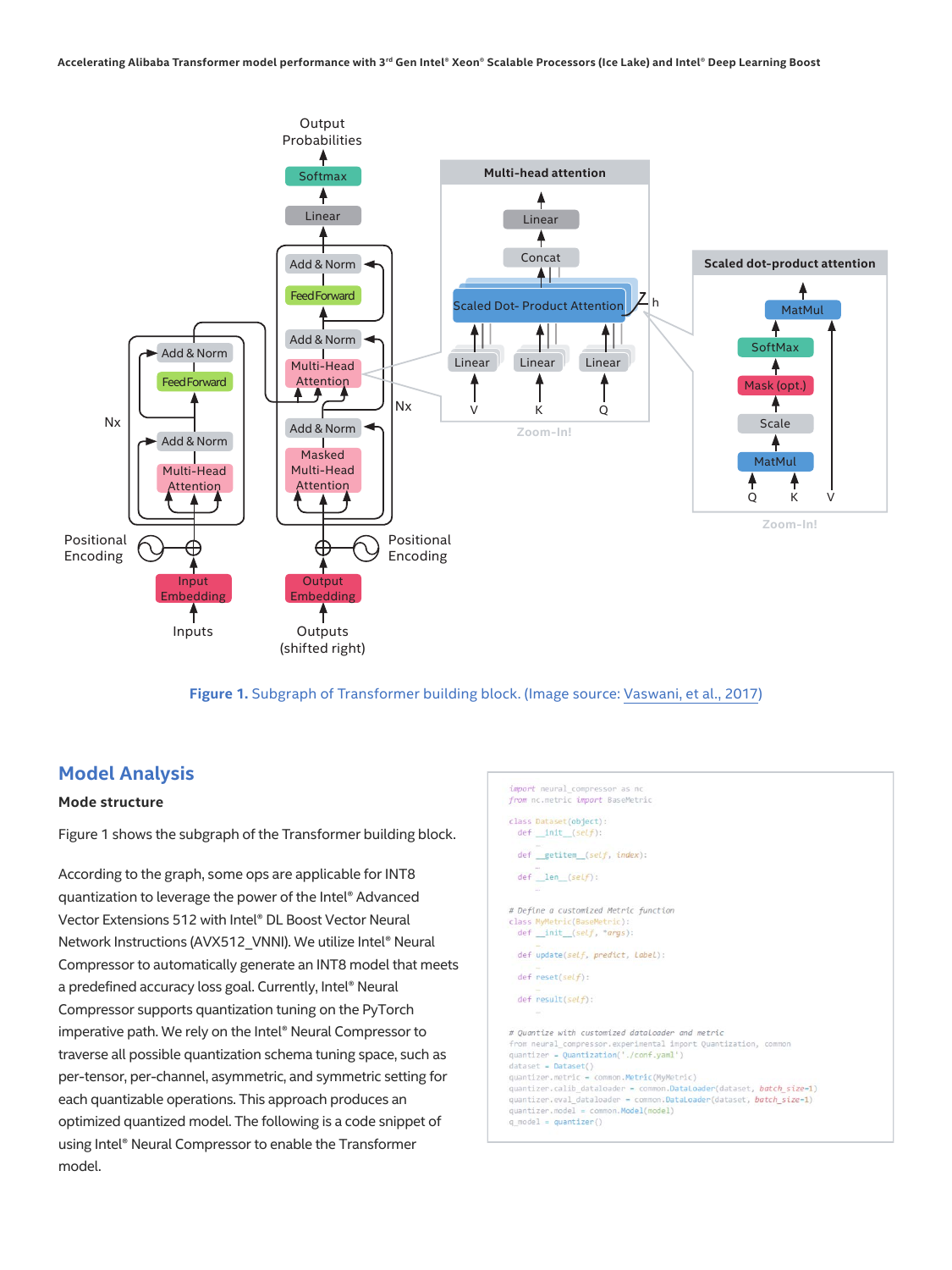Figure 1. Subgraph of Transformer building block. (Image source: Vaswani, et al., 2017)

## Model Analysis

### Mode structure

Figure 1 shows the subgraph of the Transformer building block.

According to the graph, some ops are applicable for INT8 quantization to leverage the power of the Intel® Advanced Vector Extensions 512 with Intel® DL Boost Vector Neural Network Instructions (AVX512_VNNI). We utilize Intel® Neural Compressor to automatically generate an INT8 model that meets a predefined accuracy loss goal. Currently, Intel® Neural Compressor supports quantization tuning on the PyTorch imperative path. We rely on the Intel® Neural Compressor to traverse all possible quantization schema tuning space, such as per-tensor, per-channel, asymmetric, and symmetric setting for each quantizable operations. This approach produces an optimized quantized model. The following is a code snippet of using Intel® Neural Compressor to enable the Transformer model.

```
import neural_compressor as nc
from nc.metric import BaseMetric

class Dataset(object):
  def __init__(self):
    …
  def __getitem__(self, index):
    …
  def __len__(self):
    …

# Define a customized Metric function
class MyMetric(BaseMetric):
  def __init__(self, *args):
    …
  def update(self, predict, label):
    …
  def reset(self):
    …
  def result(self):
    …

# Quantize with customized dataloader and metric
from neural_compressor.experimental import Quantization, common
quantizer = Quantization('./conf.yaml')
dataset = Dataset()
quantizer.metric = common.Metric(MyMetric)
quantizer.calib_dataloader = common.DataLoader(dataset, batch_size=1)
quantizer.eval_dataloader = common.DataLoader(dataset, batch_size=1)
quantizer.model = common.Model(model)
q_model = quantizer()
```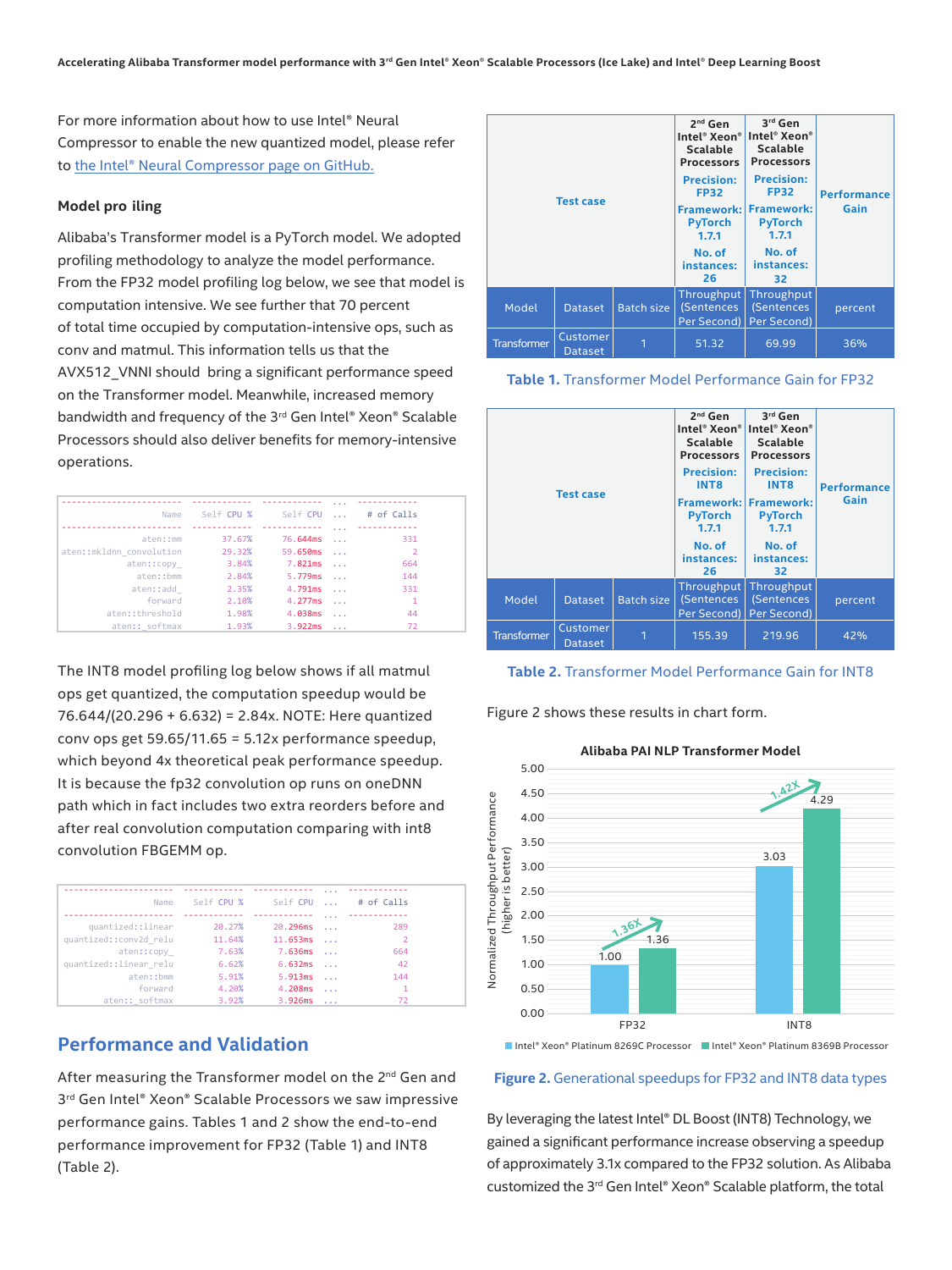For more information about how to use Intel® Neural Compressor to enable the new quantized model, please refer to the Intel® Neural Compressor page on GitHub.

### Model pro iling

Alibaba's Transformer model is a PyTorch model. We adopted profiling methodology to analyze the model performance. From the FP32 model profiling log below, we see that model is computation intensive. We see further that 70 percent of total time occupied by computation-intensive ops, such as conv and matmul. This information tells us that the AVX512_VNNI should bring a significant performance speed on the Transformer model. Meanwhile, increased memory bandwidth and frequency of the 3rd Gen Intel® Xeon® Scalable Processors should also deliver benefits for memory-intensive operations.

```
------------------------  ------------  ------------  ...  ------------
                    Name    Self CPU %      Self CPU  ...    # of Calls
------------------------  ------------  ------------  ...  ------------
                aten::mm        37.67%      76.644ms  ...           331
aten::mkldnn_convolution        29.32%      59.650ms  ...             2
             aten::copy_         3.84%       7.821ms  ...           664
               aten::bmm         2.84%       5.779ms  ...           144
              aten::add_         2.35%       4.791ms  ...           331
                 forward         2.10%       4.277ms  ...             1
         aten::threshold         1.98%       4.038ms  ...            44
          aten::_softmax         1.93%       3.922ms  ...            72
```

The INT8 model profiling log below shows if all matmul ops get quantized, the computation speedup would be 76.644/(20.296 + 6.632) = 2.84x. NOTE: Here quantized conv ops get 59.65/11.65 = 5.12x performance speedup, which beyond 4x theoretical peak performance speedup. It is because the fp32 convolution op runs on oneDNN path which in fact includes two extra reorders before and after real convolution computation comparing with int8 convolution FBGEMM op.

```
----------------------  ------------  ------------  ...  ------------
                  Name    Self CPU %      Self CPU  ...    # of Calls
----------------------  ------------  ------------  ...  ------------
     quantized::linear        20.27%      20.296ms  ...           289
quantized::conv2d_relu        11.64%      11.653ms  ...             2
           aten::copy_         7.63%       7.636ms  ...           664
quantized::linear_relu         6.62%       6.632ms  ...            42
             aten::bmm         5.91%       5.913ms  ...           144
               forward         4.20%       4.208ms  ...             1
        aten::_softmax         3.92%       3.926ms  ...            72
```

## Performance and Validation

After measuring the Transformer model on the 2nd Gen and 3rd Gen Intel® Xeon® Scalable Processors we saw impressive performance gains. Tables 1 and 2 show the end-to-end performance improvement for FP32 (Table 1) and INT8 (Table 2).

| Test case | | | 2nd Gen Intel® Xeon® Scalable Processors<br>Precision: FP32<br>Framework: PyTorch 1.7.1<br>No. of instances: 26 | 3rd Gen Intel® Xeon® Scalable Processors<br>Precision: FP32<br>Framework: PyTorch 1.7.1<br>No. of instances: 32 | Performance Gain |
|---|---|---|---|---|---|
| Model | Dataset | Batch size | Throughput (Sentences Per Second) | Throughput (Sentences Per Second) | percent |
| Transformer | Customer Dataset | 1 | 51.32 | 69.99 | 36% |

**Table 1.** Transformer Model Performance Gain for FP32

| Test case | | | 2nd Gen Intel® Xeon® Scalable Processors<br>Precision: INT8<br>Framework: PyTorch 1.7.1<br>No. of instances: 26 | 3rd Gen Intel® Xeon® Scalable Processors<br>Precision: INT8<br>Framework: PyTorch 1.7.1<br>No. of instances: 32 | Performance Gain |
|---|---|---|---|---|---|
| Model | Dataset | Batch size | Throughput (Sentences Per Second) | Throughput (Sentences Per Second) | percent |
| Transformer | Customer Dataset | 1 | 155.39 | 219.96 | 42% |

**Table 2.** Transformer Model Performance Gain for INT8

Figure 2 shows these results in chart form.

Alibaba PAI NLP Transformer Model

| | Intel® Xeon® Platinum 8269C Processor | Intel® Xeon® Platinum 8369B Processor | Speedup |
|---|---|---|---|
| FP32 | 1.00 | 1.36 | 1.36X |
| INT8 | 3.03 | 4.29 | 1.42X |

Normalized Throughput Performance (higher is better)

**Figure 2.** Generational speedups for FP32 and INT8 data types

By leveraging the latest Intel® DL Boost (INT8) Technology, we gained a significant performance increase observing a speedup of approximately 3.1x compared to the FP32 solution. As Alibaba customized the 3rd Gen Intel® Xeon® Scalable platform, the total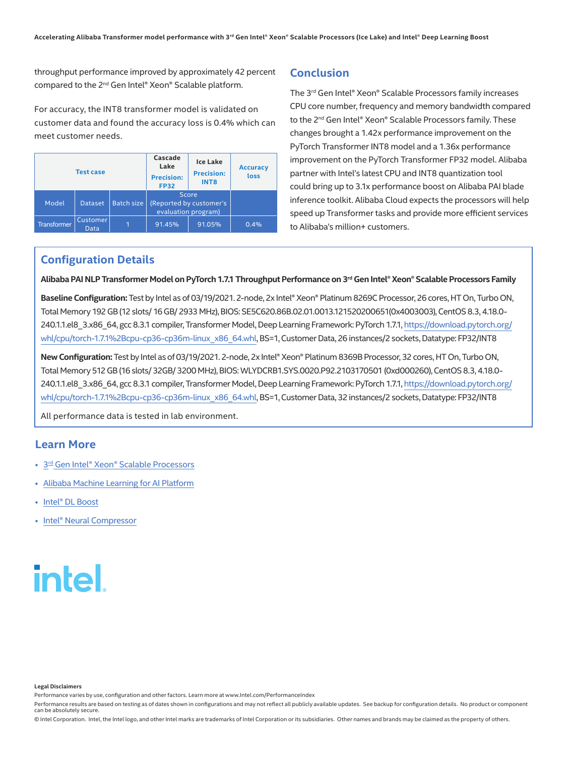throughput performance improved by approximately 42 percent compared to the 2nd Gen Intel® Xeon® Scalable platform.

For accuracy, the INT8 transformer model is validated on customer data and found the accuracy loss is 0.4% which can meet customer needs.

| Test case | | | Cascade Lake Precision: FP32 | Ice Lake Precision: INT8 | Accuracy loss |
|---|---|---|---|---|---|
| Model | Dataset | Batch size | Score (Reported by customer's evaluation program) | | |
| Transformer | Customer Data | 1 | 91.45% | 91.05% | 0.4% |

## Conclusion

The 3rd Gen Intel® Xeon® Scalable Processors family increases CPU core number, frequency and memory bandwidth compared to the 2nd Gen Intel® Xeon® Scalable Processors family. These changes brought a 1.42x performance improvement on the PyTorch Transformer INT8 model and a 1.36x performance improvement on the PyTorch Transformer FP32 model. Alibaba partner with Intel's latest CPU and INT8 quantization tool could bring up to 3.1x performance boost on Alibaba PAI blade inference toolkit. Alibaba Cloud expects the processors will help speed up Transformer tasks and provide more efficient services to Alibaba's million+ customers.

## Configuration Details

**Alibaba PAI NLP Transformer Model on PyTorch 1.7.1 Throughput Performance on 3rd Gen Intel® Xeon® Scalable Processors Family**

**Baseline Configuration:** Test by Intel as of 03/19/2021. 2-node, 2x Intel® Xeon® Platinum 8269C Processor, 26 cores, HT On, Turbo ON, Total Memory 192 GB (12 slots/ 16 GB/ 2933 MHz), BIOS: SE5C620.86B.02.01.0013.121520200651(0x4003003), CentOS 8.3, 4.18.0-240.1.1.el8_3.x86_64, gcc 8.3.1 compiler, Transformer Model, Deep Learning Framework: PyTorch 1.7.1, https://download.pytorch.org/whl/cpu/torch-1.7.1%2Bcpu-cp36-cp36m-linux_x86_64.whl, BS=1, Customer Data, 26 instances/2 sockets, Datatype: FP32/INT8

**New Configuration:** Test by Intel as of 03/19/2021. 2-node, 2x Intel® Xeon® Platinum 8369B Processor, 32 cores, HT On, Turbo ON, Total Memory 512 GB (16 slots/ 32GB/ 3200 MHz), BIOS: WLYDCRB1.SYS.0020.P92.2103170501 (0xd000260), CentOS 8.3, 4.18.0-240.1.1.el8_3.x86_64, gcc 8.3.1 compiler, Transformer Model, Deep Learning Framework: PyTorch 1.7.1, https://download.pytorch.org/whl/cpu/torch-1.7.1%2Bcpu-cp36-cp36m-linux_x86_64.whl, BS=1, Customer Data, 32 instances/2 sockets, Datatype: FP32/INT8

All performance data is tested in lab environment.

## Learn More

- 3rd Gen Intel® Xeon® Scalable Processors
- Alibaba Machine Learning for AI Platform
- Intel® DL Boost
- Intel® Neural Compressor

**Legal Disclaimers**

Performance varies by use, configuration and other factors. Learn more at www.Intel.com/PerformanceIndex

Performance results are based on testing as of dates shown in configurations and may not reflect all publicly available updates. See backup for configuration details. No product or component can be absolutely secure.

© Intel Corporation. Intel, the Intel logo, and other Intel marks are trademarks of Intel Corporation or its subsidiaries. Other names and brands may be claimed as the property of others.